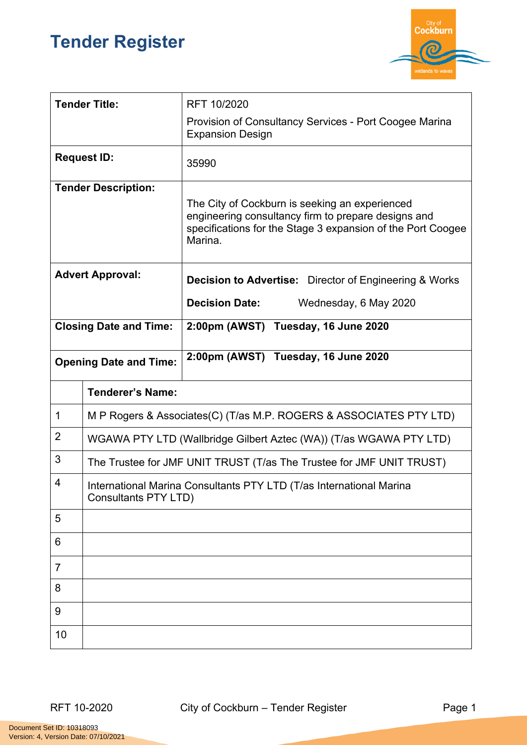# Tender Register

| | |
|---|---|
| **Tender Title:** | RFT 10/2020<br>Provision of Consultancy Services - Port Coogee Marina Expansion Design |
| **Request ID:** | 35990 |
| **Tender Description:** | The City of Cockburn is seeking an experienced engineering consultancy firm to prepare designs and specifications for the Stage 3 expansion of the Port Coogee Marina. |
| **Advert Approval:** | **Decision to Advertise:** Director of Engineering & Works<br>**Decision Date:** Wednesday, 6 May 2020 |
| **Closing Date and Time:** | **2:00pm (AWST) Tuesday, 16 June 2020** |
| **Opening Date and Time:** | **2:00pm (AWST) Tuesday, 16 June 2020** |

| | **Tenderer's Name:** |
|---|---|
| 1 | M P Rogers & Associates(C) (T/as M.P. ROGERS & ASSOCIATES PTY LTD) |
| 2 | WGAWA PTY LTD (Wallbridge Gilbert Aztec (WA)) (T/as WGAWA PTY LTD) |
| 3 | The Trustee for JMF UNIT TRUST (T/as The Trustee for JMF UNIT TRUST) |
| 4 | International Marina Consultants PTY LTD (T/as International Marina Consultants PTY LTD) |
| 5 | |
| 6 | |
| 7 | |
| 8 | |
| 9 | |
| 10 | |

Document Set ID: 10318093
Version: 4, Version Date: 07/10/2021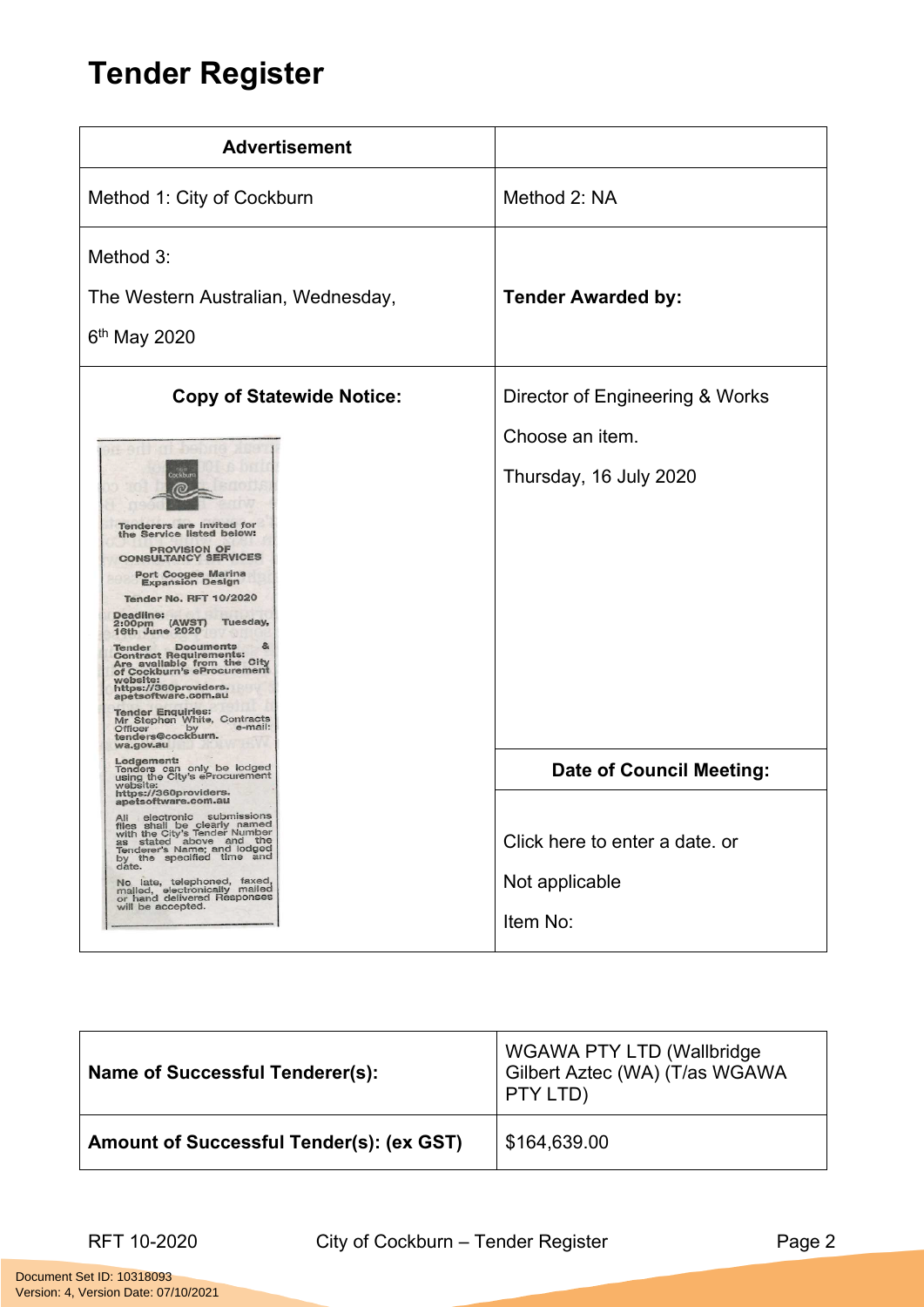# Tender Register

| Advertisement | |
|---|---|
| Method 1: City of Cockburn | Method 2: NA |
| Method 3:<br><br>The Western Australian, Wednesday,<br><br>6th May 2020 | **Tender Awarded by:** |
| **Copy of Statewide Notice:**<br><br>Tenderers are invited for the Service listed below:<br><br>PROVISION OF CONSULTANCY SERVICES<br><br>Port Coogee Marina Expansion Design<br><br>Tender No. RFT 10/2020<br><br>Deadline: 2:00pm (AWST) Tuesday, 16th June 2020<br><br>Tender Documents & Contract Requirements: Are available from the City of Cockburn's eProcurement website: https://360providers.apetsoftware.com.au<br><br>Tender Enquiries: Mr Stephen White, Contracts Officer by e-mail: tenders@cockburn.wa.gov.au<br><br>Lodgement: Tenders can only be lodged using the City's eProcurement website: https://360providers.apetsoftware.com.au<br><br>All electronic submissions files shall be clearly named with the City's Tender Number as stated above and the Tenderer's Name; and lodged by the specified time and date.<br><br>No late, telephoned, faxed, mailed, electronically mailed or hand delivered Responses will be accepted. | Director of Engineering & Works<br><br>Choose an item.<br><br>Thursday, 16 July 2020<br><br>**Date of Council Meeting:**<br><br>Click here to enter a date. or<br><br>Not applicable<br><br>Item No: |

| | |
|---|---|
| **Name of Successful Tenderer(s):** | WGAWA PTY LTD (Wallbridge Gilbert Aztec (WA) (T/as WGAWA PTY LTD) |
| **Amount of Successful Tender(s): (ex GST)** | $164,639.00 |

Document Set ID: 10318093
Version: 4, Version Date: 07/10/2021